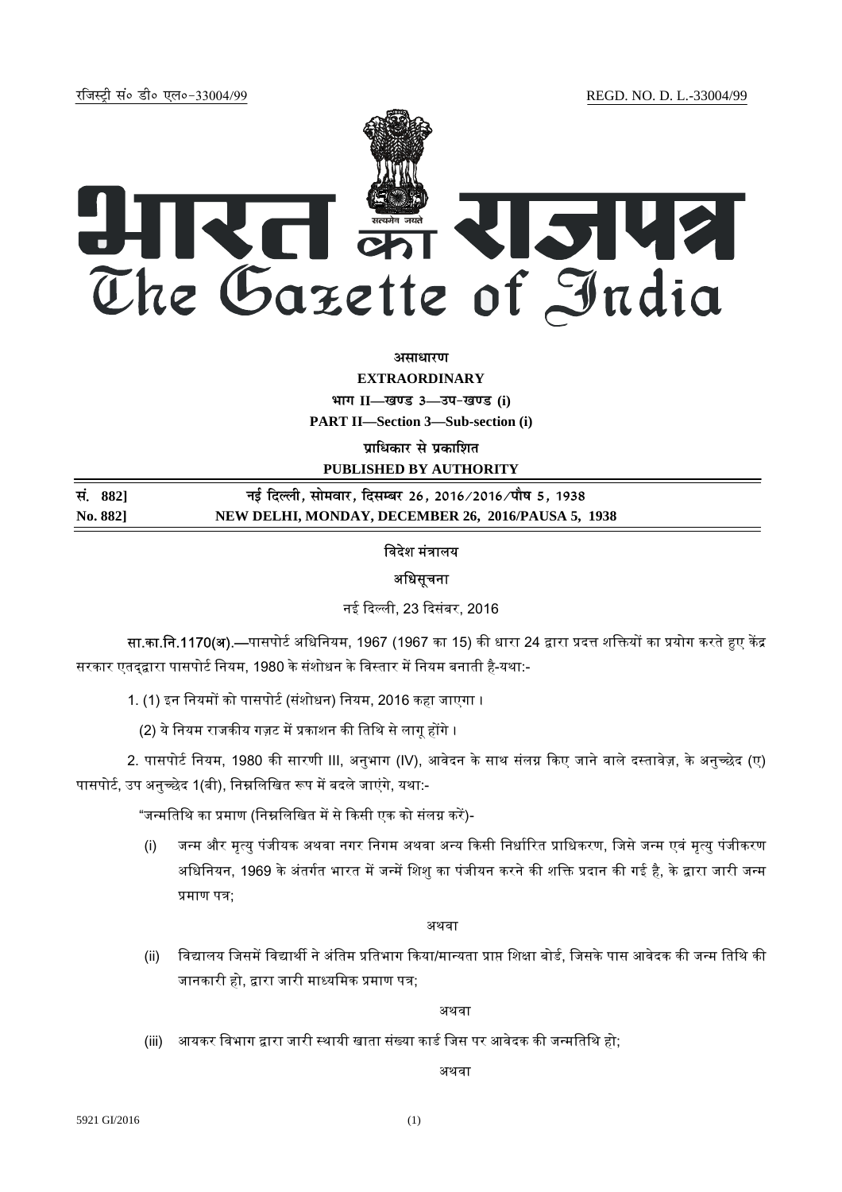रजिस्ट्री सं० डी० एल०-33004/99 REGD. NO. D. L.-33004/99

# भारत का राजपत्र
# The Gazette of India

**असाधारण**

**EXTRAORDINARY**

**भाग II—खण्ड 3—उप-खण्ड (i)**

**PART II—Section 3—Sub-section (i)**

**प्राधिकार से प्रकाशित**

**PUBLISHED BY AUTHORITY**

| | |
|---|---|
| **सं. 882]** | **नई दिल्ली, सोमवार, दिसम्बर 26, 2016/2016/पौष 5, 1938** |
| **No. 882]** | **NEW DELHI, MONDAY, DECEMBER 26, 2016/PAUSA 5, 1938** |

विदेश मंत्रालय

अधिसूचना

नई दिल्ली, 23 दिसंबर, 2016

**सा.का.नि.1170(अ).**—पासपोर्ट अधिनियम, 1967 (1967 का 15) की धारा 24 द्वारा प्रदत्त शक्तियों का प्रयोग करते हुए केंद्र सरकार एतद्‌द्वारा पासपोर्ट नियम, 1980 के संशोधन के विस्तार में नियम बनाती है-यथा:-

1. (1) इन नियमों को पासपोर्ट (संशोधन) नियम, 2016 कहा जाएगा ।

(2) ये नियम राजकीय गज़ट में प्रकाशन की तिथि से लागू होंगे ।

2. पासपोर्ट नियम, 1980 की सारणी III, अनुभाग (IV), आवेदन के साथ संलग्न किए जाने वाले दस्तावेज़, के अनुच्छेद (ए) पासपोर्ट, उप अनुच्छेद 1(बी), निम्नलिखित रूप में बदले जाएंगे, यथा:-

"जन्मतिथि का प्रमाण (निम्नलिखित में से किसी एक को संलग्न करें)-

(i) जन्म और मृत्यु पंजीयक अथवा नगर निगम अथवा अन्य किसी निर्धारित प्राधिकरण, जिसे जन्म एवं मृत्यु पंजीकरण अधिनियन, 1969 के अंतर्गत भारत में जन्में शिशु का पंजीयन करने की शक्ति प्रदान की गई है, के द्वारा जारी जन्म प्रमाण पत्र;

अथवा

(ii) विद्यालय जिसमें विद्यार्थी ने अंतिम प्रतिभाग किया/मान्यता प्राप्त शिक्षा बोर्ड, जिसके पास आवेदक की जन्म तिथि की जानकारी हो, द्वारा जारी माध्यमिक प्रमाण पत्र;

अथवा

(iii) आयकर विभाग द्वारा जारी स्थायी खाता संख्या कार्ड जिस पर आवेदक की जन्मतिथि हो;

अथवा

5921 GI/2016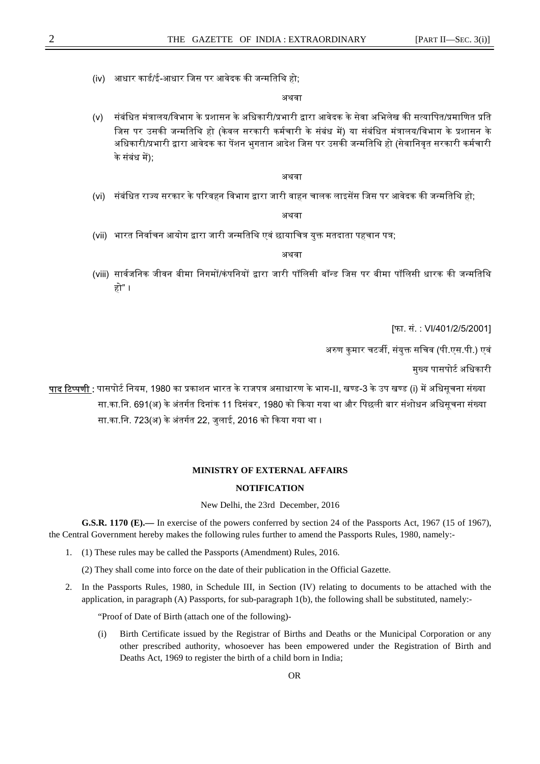(iv) आधार कार्ड/ई-आधार जिस पर आवेदक की जन्मतिथि हो;

अथवा

(v) संबंधित मंत्रालय/विभाग के प्रशासन के अधिकारी/प्रभारी द्वारा आवेदक के सेवा अभिलेख की सत्यापित/प्रमाणित प्रति जिस पर उसकी जन्मतिथि हो (केवल सरकारी कर्मचारी के संबंध में) या संबंधित मंत्रालय/विभाग के प्रशासन के अधिकारी/प्रभारी द्वारा आवेदक का पेंशन भुगतान आदेश जिस पर उसकी जन्मतिथि हो (सेवानिवृत सरकारी कर्मचारी के संबंध में);

अथवा

(vi) संबंधित राज्य सरकार के परिवहन विभाग द्वारा जारी वाहन चालक लाइसेंस जिस पर आवेदक की जन्मतिथि हो;

अथवा

(vii) भारत निर्वाचन आयोग द्वारा जारी जन्मतिथि एवं छायाचित्र युक्त मतदाता पहचान पत्र;

अथवा

(viii) सार्वजनिक जीवन बीमा निगमों/कंपनियों द्वारा जारी पॉलिसी बॉन्ड जिस पर बीमा पॉलिसी धारक की जन्मतिथि हो"।

[फा. सं. : VI/401/2/5/2001]

अरुण कुमार चटर्जी, संयुक्त सचिव (पी.एस.पी.) एवं

मुख्य पासपोर्ट अधिकारी

**पाद टिप्पणी :** पासपोर्ट नियम, 1980 का प्रकाशन भारत के राजपत्र असाधारण के भाग-II, खण्ड-3 के उप खण्ड (i) में अधिसूचना संख्या सा.का.नि. 691(अ) के अंतर्गत दिनांक 11 दिसंबर, 1980 को किया गया था और पिछली बार संशोधन अधिसूचना संख्या सा.का.नि. 723(अ) के अंतर्गत 22, जुलाई, 2016 को किया गया था।

## MINISTRY OF EXTERNAL AFFAIRS

## NOTIFICATION

New Delhi, the 23rd December, 2016

**G.S.R. 1170 (E).—** In exercise of the powers conferred by section 24 of the Passports Act, 1967 (15 of 1967), the Central Government hereby makes the following rules further to amend the Passports Rules, 1980, namely:-

1. (1) These rules may be called the Passports (Amendment) Rules, 2016.

   (2) They shall come into force on the date of their publication in the Official Gazette.

2. In the Passports Rules, 1980, in Schedule III, in Section (IV) relating to documents to be attached with the application, in paragraph (A) Passports, for sub-paragraph 1(b), the following shall be substituted, namely:-

   "Proof of Date of Birth (attach one of the following)-

   (i) Birth Certificate issued by the Registrar of Births and Deaths or the Municipal Corporation or any other prescribed authority, whosoever has been empowered under the Registration of Birth and Deaths Act, 1969 to register the birth of a child born in India;

   OR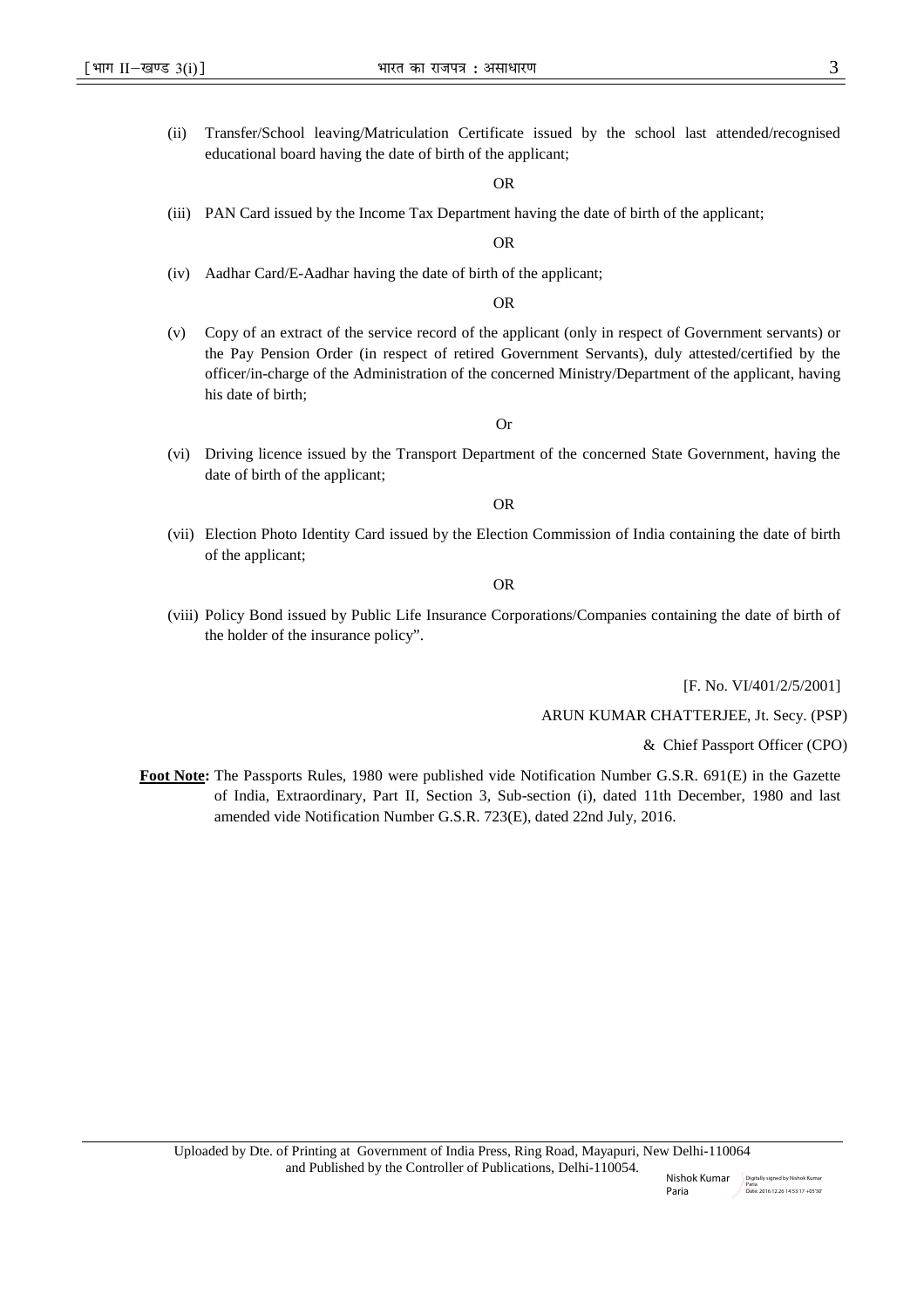(ii) Transfer/School leaving/Matriculation Certificate issued by the school last attended/recognised educational board having the date of birth of the applicant;

OR

(iii) PAN Card issued by the Income Tax Department having the date of birth of the applicant;

OR

(iv) Aadhar Card/E-Aadhar having the date of birth of the applicant;

OR

(v) Copy of an extract of the service record of the applicant (only in respect of Government servants) or the Pay Pension Order (in respect of retired Government Servants), duly attested/certified by the officer/in-charge of the Administration of the concerned Ministry/Department of the applicant, having his date of birth;

Or

(vi) Driving licence issued by the Transport Department of the concerned State Government, having the date of birth of the applicant;

OR

(vii) Election Photo Identity Card issued by the Election Commission of India containing the date of birth of the applicant;

OR

(viii) Policy Bond issued by Public Life Insurance Corporations/Companies containing the date of birth of the holder of the insurance policy".

[F. No. VI/401/2/5/2001]

ARUN KUMAR CHATTERJEE, Jt. Secy. (PSP)

& Chief Passport Officer (CPO)

**Foot Note:** The Passports Rules, 1980 were published vide Notification Number G.S.R. 691(E) in the Gazette of India, Extraordinary, Part II, Section 3, Sub-section (i), dated 11th December, 1980 and last amended vide Notification Number G.S.R. 723(E), dated 22nd July, 2016.

Uploaded by Dte. of Printing at Government of India Press, Ring Road, Mayapuri, New Delhi-110064 and Published by the Controller of Publications, Delhi-110054.

Nishok Kumar Paria
Digitally signed by Nishok Kumar Paria
Date: 2016.12.26 14:53:17 +05'30'